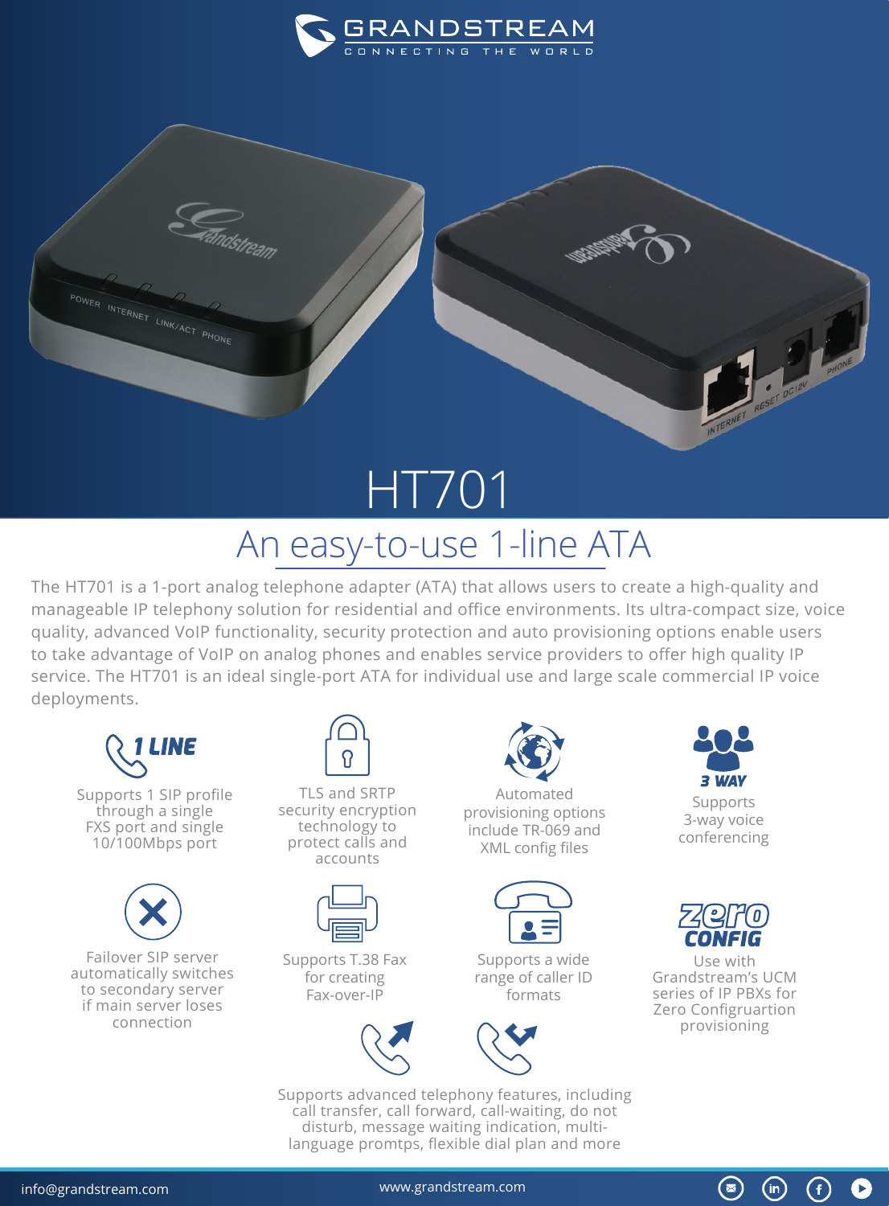# HT701

## An easy-to-use 1-line ATA

The HT701 is a 1-port analog telephone adapter (ATA) that allows users to create a high-quality and manageable IP telephony solution for residential and office environments. Its ultra-compact size, voice quality, advanced VoIP functionality, security protection and auto provisioning options enable users to take advantage of VoIP on analog phones and enables service providers to offer high quality IP service. The HT701 is an ideal single-port ATA for individual use and large scale commercial IP voice deployments.

**1 LINE**
Supports 1 SIP profile through a single FXS port and single 10/100Mbps port

TLS and SRTP security encryption technology to protect calls and accounts

Automated provisioning options include TR-069 and XML config files

**3 WAY**
Supports 3-way voice conferencing

Failover SIP server automatically switches to secondary server if main server loses connection

Supports T.38 Fax for creating Fax-over-IP

Supports a wide range of caller ID formats

**zero CONFIG**
Use with Grandstream's UCM series of IP PBXs for Zero Configruartion provisioning

Supports advanced telephony features, including call transfer, call forward, call-waiting, do not disturb, message waiting indication, multi-language promtps, flexible dial plan and more

info@grandstream.com www.grandstream.com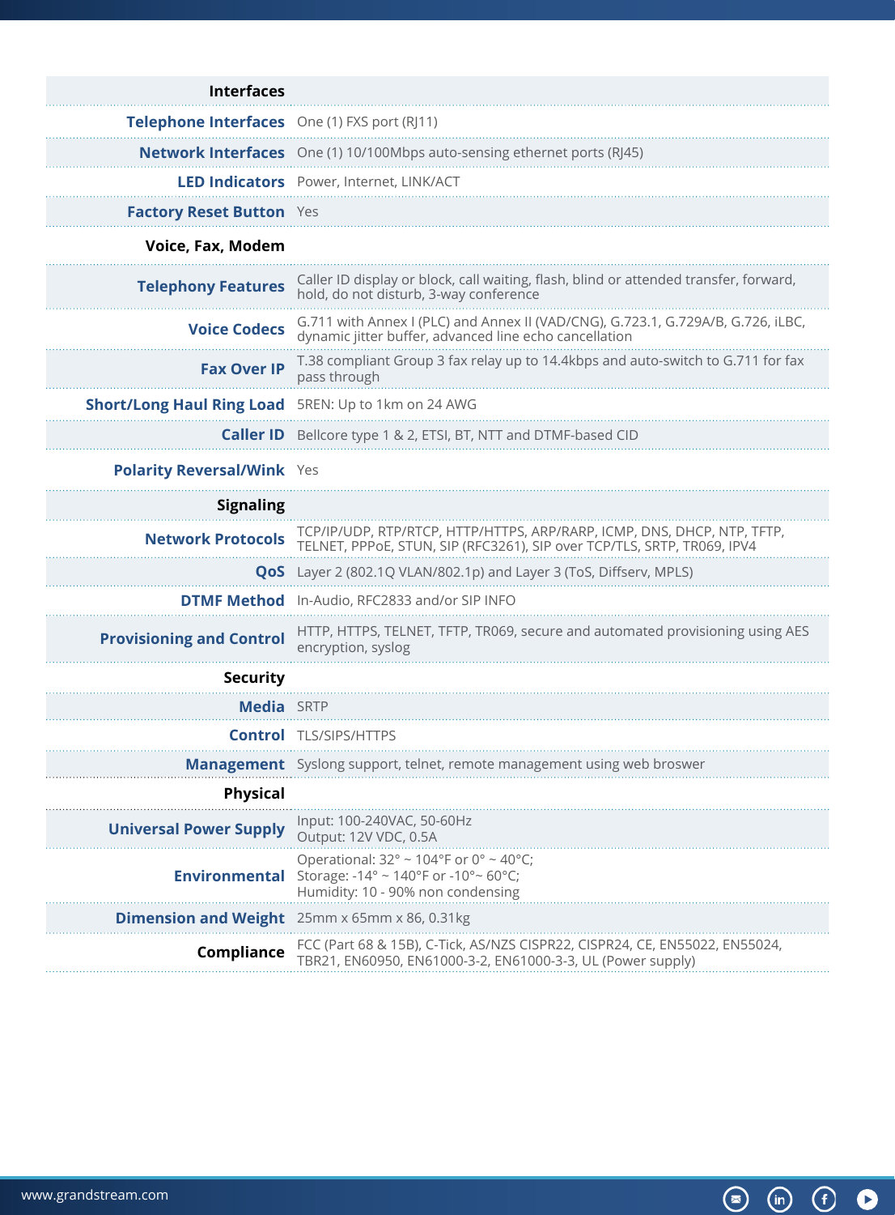| | |
|---|---|
| **Interfaces** | |
| **Telephone Interfaces** | One (1) FXS port (RJ11) |
| **Network Interfaces** | One (1) 10/100Mbps auto-sensing ethernet ports (RJ45) |
| **LED Indicators** | Power, Internet, LINK/ACT |
| **Factory Reset Button** | Yes |
| **Voice, Fax, Modem** | |
| **Telephony Features** | Caller ID display or block, call waiting, flash, blind or attended transfer, forward, hold, do not disturb, 3-way conference |
| **Voice Codecs** | G.711 with Annex I (PLC) and Annex II (VAD/CNG), G.723.1, G.729A/B, G.726, iLBC, dynamic jitter buffer, advanced line echo cancellation |
| **Fax Over IP** | T.38 compliant Group 3 fax relay up to 14.4kbps and auto-switch to G.711 for fax pass through |
| **Short/Long Haul Ring Load** | 5REN: Up to 1km on 24 AWG |
| **Caller ID** | Bellcore type 1 & 2, ETSI, BT, NTT and DTMF-based CID |
| **Polarity Reversal/Wink** | Yes |
| **Signaling** | |
| **Network Protocols** | TCP/IP/UDP, RTP/RTCP, HTTP/HTTPS, ARP/RARP, ICMP, DNS, DHCP, NTP, TFTP, TELNET, PPPoE, STUN, SIP (RFC3261), SIP over TCP/TLS, SRTP, TR069, IPV4 |
| **QoS** | Layer 2 (802.1Q VLAN/802.1p) and Layer 3 (ToS, Diffserv, MPLS) |
| **DTMF Method** | In-Audio, RFC2833 and/or SIP INFO |
| **Provisioning and Control** | HTTP, HTTPS, TELNET, TFTP, TR069, secure and automated provisioning using AES encryption, syslog |
| **Security** | |
| **Media** | SRTP |
| **Control** | TLS/SIPS/HTTPS |
| **Management** | Syslong support, telnet, remote management using web broswer |
| **Physical** | |
| **Universal Power Supply** | Input: 100-240VAC, 50-60Hz<br>Output: 12V VDC, 0.5A |
| **Environmental** | Operational: 32° ~ 104°F or 0° ~ 40°C;<br>Storage: -14° ~ 140°F or -10°~ 60°C;<br>Humidity: 10 - 90% non condensing |
| **Dimension and Weight** | 25mm x 65mm x 86, 0.31kg |
| **Compliance** | FCC (Part 68 & 15B), C-Tick, AS/NZS CISPR22, CISPR24, CE, EN55022, EN55024, TBR21, EN60950, EN61000-3-2, EN61000-3-3, UL (Power supply) |

www.grandstream.com